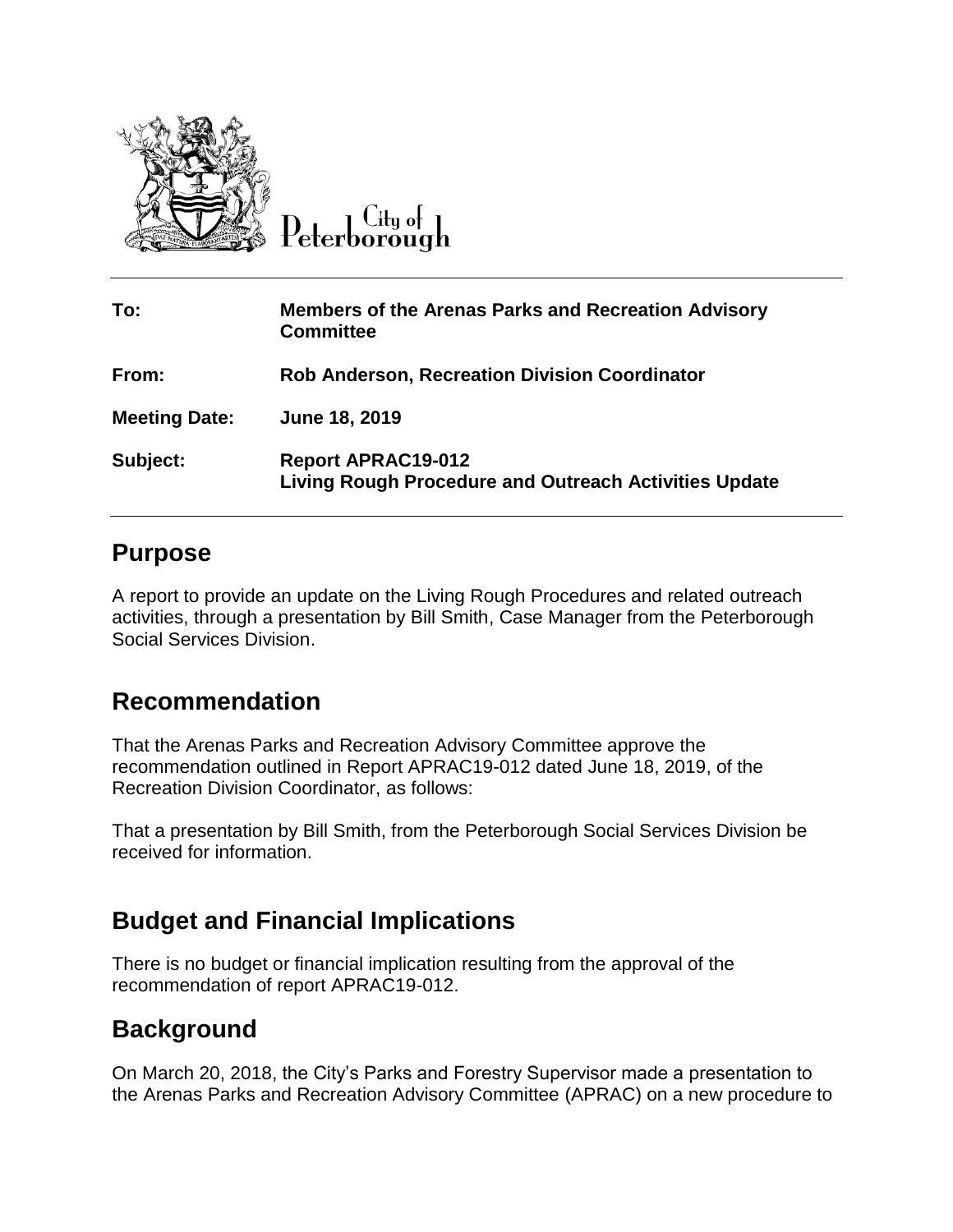City of Peterborough

| To: | Members of the Arenas Parks and Recreation Advisory Committee |
| --- | --- |
| From: | Rob Anderson, Recreation Division Coordinator |
| Meeting Date: | June 18, 2019 |
| Subject: | Report APRAC19-012<br>Living Rough Procedure and Outreach Activities Update |

## Purpose

A report to provide an update on the Living Rough Procedures and related outreach activities, through a presentation by Bill Smith, Case Manager from the Peterborough Social Services Division.

## Recommendation

That the Arenas Parks and Recreation Advisory Committee approve the recommendation outlined in Report APRAC19-012 dated June 18, 2019, of the Recreation Division Coordinator, as follows:

That a presentation by Bill Smith, from the Peterborough Social Services Division be received for information.

## Budget and Financial Implications

There is no budget or financial implication resulting from the approval of the recommendation of report APRAC19-012.

## Background

On March 20, 2018, the City's Parks and Forestry Supervisor made a presentation to the Arenas Parks and Recreation Advisory Committee (APRAC) on a new procedure to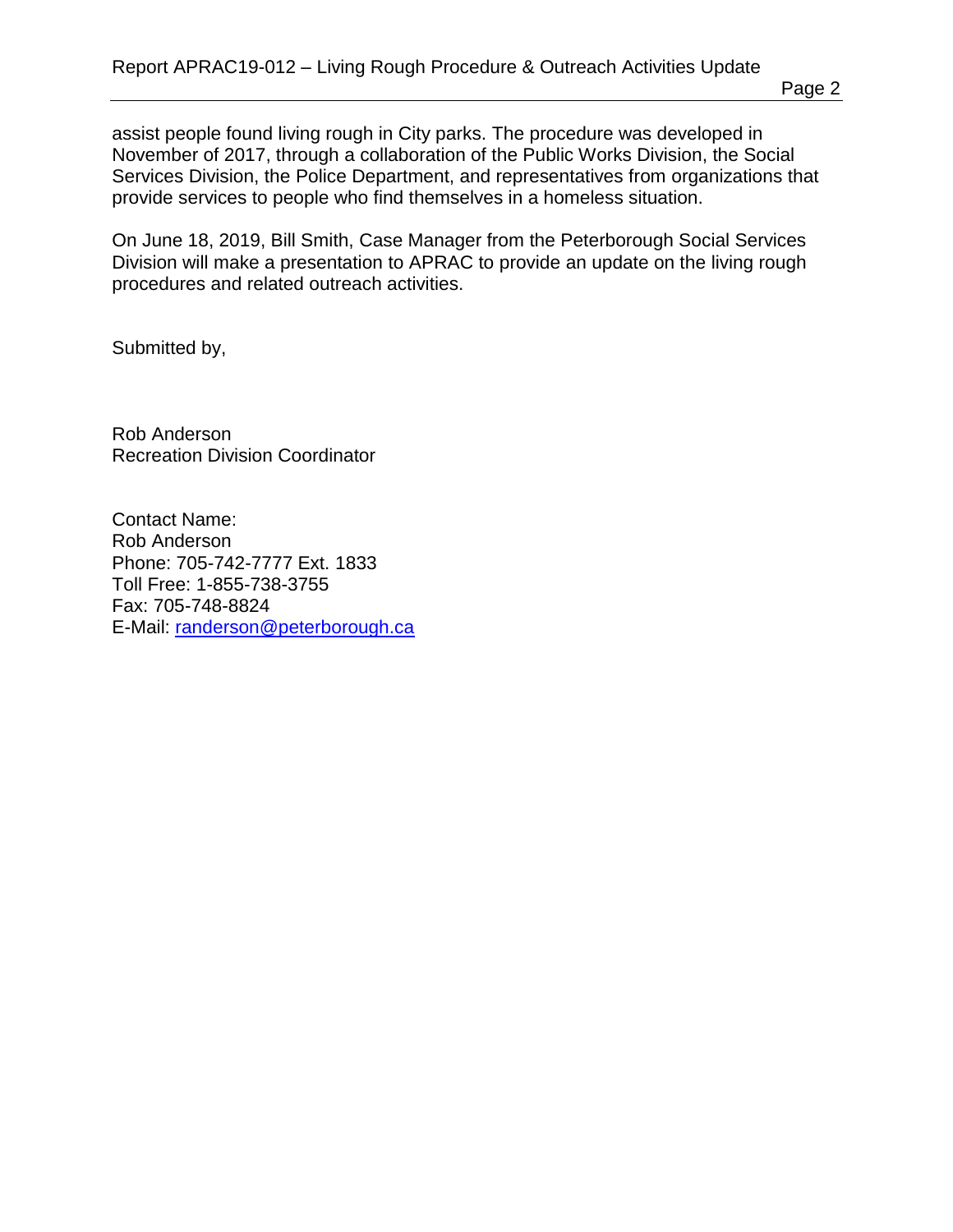assist people found living rough in City parks. The procedure was developed in November of 2017, through a collaboration of the Public Works Division, the Social Services Division, the Police Department, and representatives from organizations that provide services to people who find themselves in a homeless situation.

On June 18, 2019, Bill Smith, Case Manager from the Peterborough Social Services Division will make a presentation to APRAC to provide an update on the living rough procedures and related outreach activities.

Submitted by,

Rob Anderson
Recreation Division Coordinator

Contact Name:
Rob Anderson
Phone: 705-742-7777 Ext. 1833
Toll Free: 1-855-738-3755
Fax: 705-748-8824
E-Mail: randerson@peterborough.ca